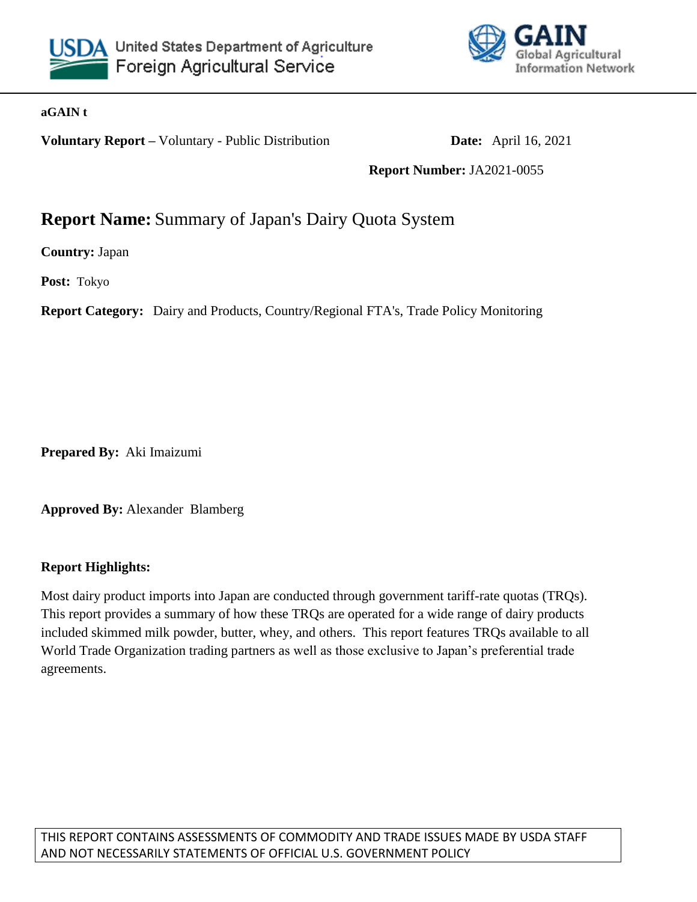United States Department of Agriculture
Foreign Agricultural Service

GAIN
Global Agricultural Information Network

**aGAIN t**

**Voluntary Report –** Voluntary - Public Distribution **Date:** April 16, 2021

**Report Number:** JA2021-0055

# **Report Name:** Summary of Japan's Dairy Quota System

**Country:** Japan

**Post:** Tokyo

**Report Category:** Dairy and Products, Country/Regional FTA's, Trade Policy Monitoring

**Prepared By:** Aki Imaizumi

**Approved By:** Alexander Blamberg

**Report Highlights:**

Most dairy product imports into Japan are conducted through government tariff-rate quotas (TRQs). This report provides a summary of how these TRQs are operated for a wide range of dairy products included skimmed milk powder, butter, whey, and others. This report features TRQs available to all World Trade Organization trading partners as well as those exclusive to Japan's preferential trade agreements.

THIS REPORT CONTAINS ASSESSMENTS OF COMMODITY AND TRADE ISSUES MADE BY USDA STAFF AND NOT NECESSARILY STATEMENTS OF OFFICIAL U.S. GOVERNMENT POLICY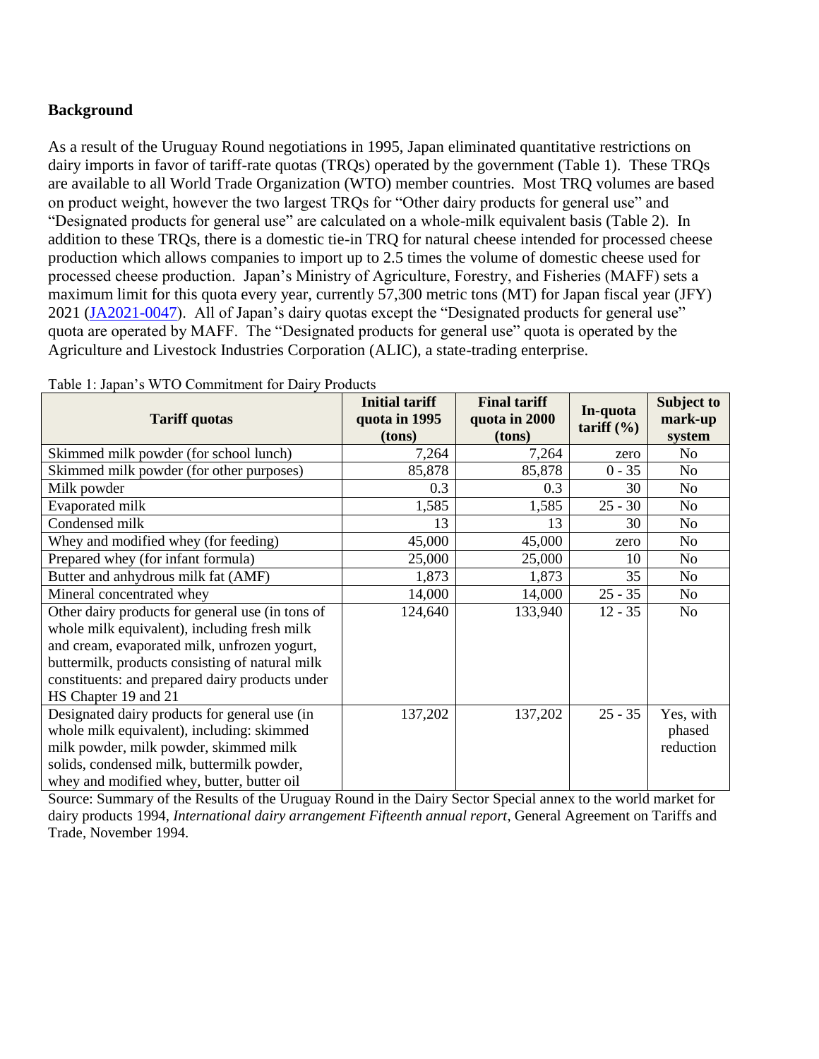## Background

As a result of the Uruguay Round negotiations in 1995, Japan eliminated quantitative restrictions on dairy imports in favor of tariff-rate quotas (TRQs) operated by the government (Table 1). These TRQs are available to all World Trade Organization (WTO) member countries. Most TRQ volumes are based on product weight, however the two largest TRQs for "Other dairy products for general use" and "Designated products for general use" are calculated on a whole-milk equivalent basis (Table 2). In addition to these TRQs, there is a domestic tie-in TRQ for natural cheese intended for processed cheese production which allows companies to import up to 2.5 times the volume of domestic cheese used for processed cheese production. Japan's Ministry of Agriculture, Forestry, and Fisheries (MAFF) sets a maximum limit for this quota every year, currently 57,300 metric tons (MT) for Japan fiscal year (JFY) 2021 (JA2021-0047). All of Japan's dairy quotas except the "Designated products for general use" quota are operated by MAFF. The "Designated products for general use" quota is operated by the Agriculture and Livestock Industries Corporation (ALIC), a state-trading enterprise.

Table 1: Japan's WTO Commitment for Dairy Products

| Tariff quotas | Initial tariff quota in 1995 (tons) | Final tariff quota in 2000 (tons) | In-quota tariff (%) | Subject to mark-up system |
|---|---|---|---|---|
| Skimmed milk powder (for school lunch) | 7,264 | 7,264 | zero | No |
| Skimmed milk powder (for other purposes) | 85,878 | 85,878 | 0 - 35 | No |
| Milk powder | 0.3 | 0.3 | 30 | No |
| Evaporated milk | 1,585 | 1,585 | 25 - 30 | No |
| Condensed milk | 13 | 13 | 30 | No |
| Whey and modified whey (for feeding) | 45,000 | 45,000 | zero | No |
| Prepared whey (for infant formula) | 25,000 | 25,000 | 10 | No |
| Butter and anhydrous milk fat (AMF) | 1,873 | 1,873 | 35 | No |
| Mineral concentrated whey | 14,000 | 14,000 | 25 - 35 | No |
| Other dairy products for general use (in tons of whole milk equivalent), including fresh milk and cream, evaporated milk, unfrozen yogurt, buttermilk, products consisting of natural milk constituents: and prepared dairy products under HS Chapter 19 and 21 | 124,640 | 133,940 | 12 - 35 | No |
| Designated dairy products for general use (in whole milk equivalent), including: skimmed milk powder, milk powder, skimmed milk solids, condensed milk, buttermilk powder, whey and modified whey, butter, butter oil | 137,202 | 137,202 | 25 - 35 | Yes, with phased reduction |

Source: Summary of the Results of the Uruguay Round in the Dairy Sector Special annex to the world market for dairy products 1994, *International dairy arrangement Fifteenth annual report*, General Agreement on Tariffs and Trade, November 1994.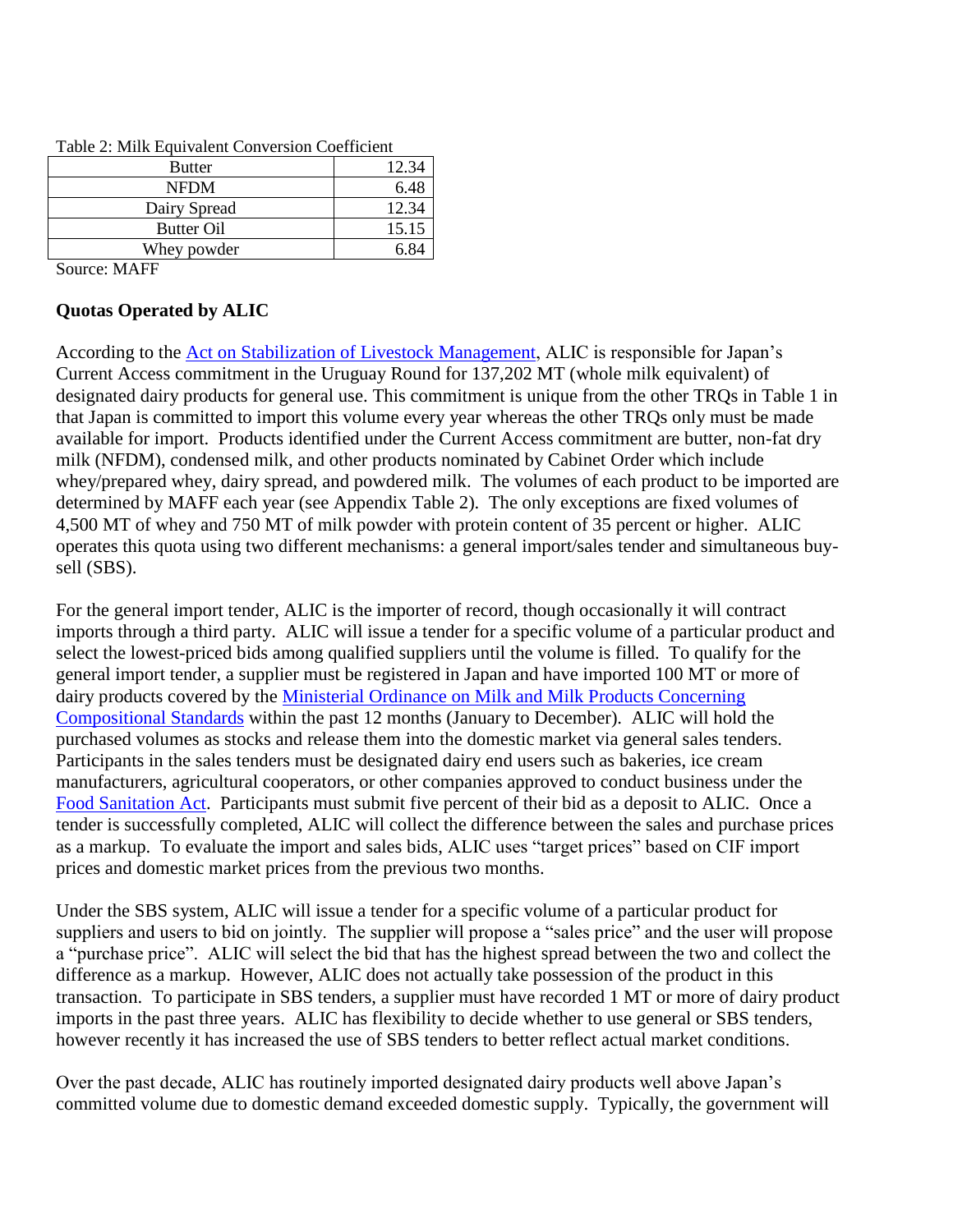Table 2: Milk Equivalent Conversion Coefficient

| Butter | 12.34 |
|---|---|
| NFDM | 6.48 |
| Dairy Spread | 12.34 |
| Butter Oil | 15.15 |
| Whey powder | 6.84 |

Source: MAFF

**Quotas Operated by ALIC**

According to the Act on Stabilization of Livestock Management, ALIC is responsible for Japan's Current Access commitment in the Uruguay Round for 137,202 MT (whole milk equivalent) of designated dairy products for general use. This commitment is unique from the other TRQs in Table 1 in that Japan is committed to import this volume every year whereas the other TRQs only must be made available for import. Products identified under the Current Access commitment are butter, non-fat dry milk (NFDM), condensed milk, and other products nominated by Cabinet Order which include whey/prepared whey, dairy spread, and powdered milk. The volumes of each product to be imported are determined by MAFF each year (see Appendix Table 2). The only exceptions are fixed volumes of 4,500 MT of whey and 750 MT of milk powder with protein content of 35 percent or higher. ALIC operates this quota using two different mechanisms: a general import/sales tender and simultaneous buy-sell (SBS).

For the general import tender, ALIC is the importer of record, though occasionally it will contract imports through a third party. ALIC will issue a tender for a specific volume of a particular product and select the lowest-priced bids among qualified suppliers until the volume is filled. To qualify for the general import tender, a supplier must be registered in Japan and have imported 100 MT or more of dairy products covered by the Ministerial Ordinance on Milk and Milk Products Concerning Compositional Standards within the past 12 months (January to December). ALIC will hold the purchased volumes as stocks and release them into the domestic market via general sales tenders. Participants in the sales tenders must be designated dairy end users such as bakeries, ice cream manufacturers, agricultural cooperators, or other companies approved to conduct business under the Food Sanitation Act. Participants must submit five percent of their bid as a deposit to ALIC. Once a tender is successfully completed, ALIC will collect the difference between the sales and purchase prices as a markup. To evaluate the import and sales bids, ALIC uses "target prices" based on CIF import prices and domestic market prices from the previous two months.

Under the SBS system, ALIC will issue a tender for a specific volume of a particular product for suppliers and users to bid on jointly. The supplier will propose a "sales price" and the user will propose a "purchase price". ALIC will select the bid that has the highest spread between the two and collect the difference as a markup. However, ALIC does not actually take possession of the product in this transaction. To participate in SBS tenders, a supplier must have recorded 1 MT or more of dairy product imports in the past three years. ALIC has flexibility to decide whether to use general or SBS tenders, however recently it has increased the use of SBS tenders to better reflect actual market conditions.

Over the past decade, ALIC has routinely imported designated dairy products well above Japan's committed volume due to domestic demand exceeded domestic supply. Typically, the government will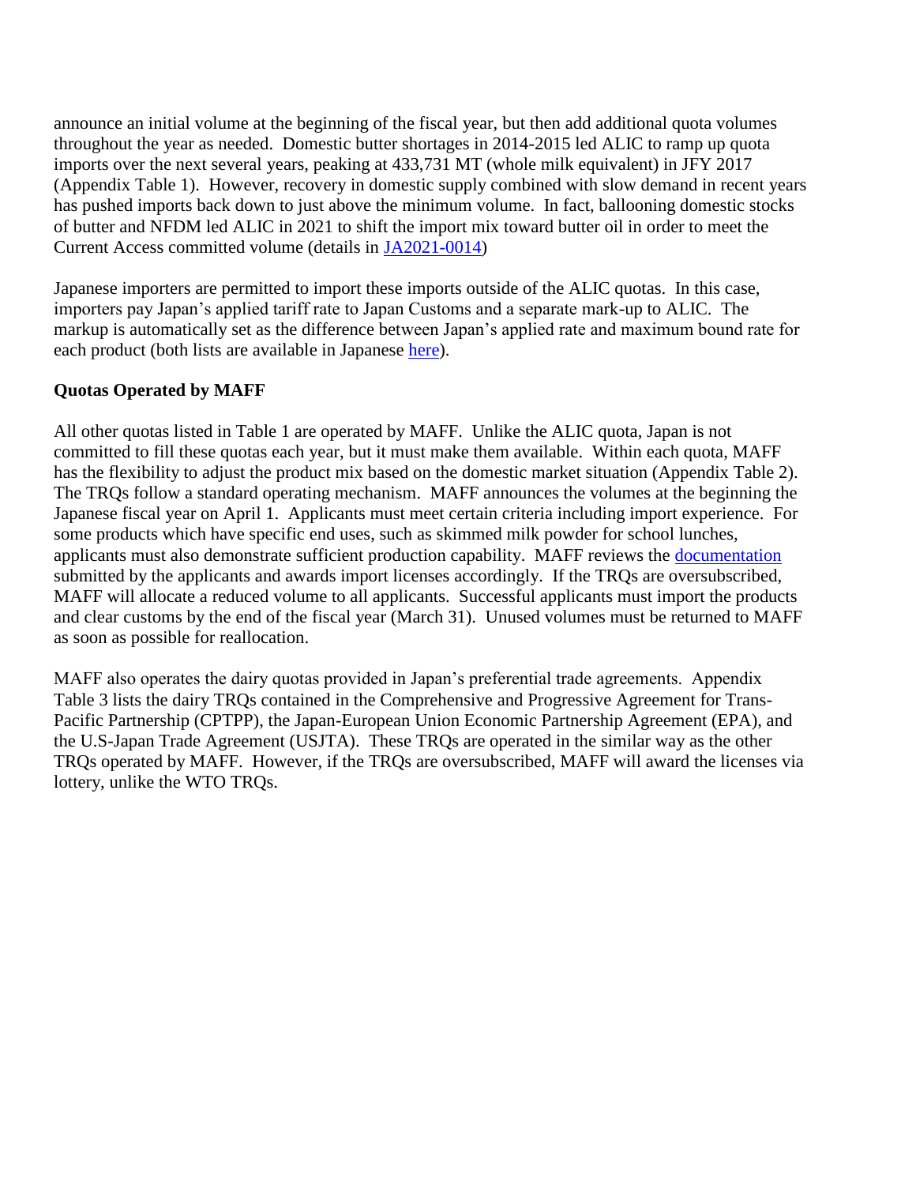announce an initial volume at the beginning of the fiscal year, but then add additional quota volumes throughout the year as needed. Domestic butter shortages in 2014-2015 led ALIC to ramp up quota imports over the next several years, peaking at 433,731 MT (whole milk equivalent) in JFY 2017 (Appendix Table 1). However, recovery in domestic supply combined with slow demand in recent years has pushed imports back down to just above the minimum volume. In fact, ballooning domestic stocks of butter and NFDM led ALIC in 2021 to shift the import mix toward butter oil in order to meet the Current Access committed volume (details in [JA2021-0014](JA2021-0014))

Japanese importers are permitted to import these imports outside of the ALIC quotas. In this case, importers pay Japan's applied tariff rate to Japan Customs and a separate mark-up to ALIC. The markup is automatically set as the difference between Japan's applied rate and maximum bound rate for each product (both lists are available in Japanese [here](here)).

**Quotas Operated by MAFF**

All other quotas listed in Table 1 are operated by MAFF. Unlike the ALIC quota, Japan is not committed to fill these quotas each year, but it must make them available. Within each quota, MAFF has the flexibility to adjust the product mix based on the domestic market situation (Appendix Table 2). The TRQs follow a standard operating mechanism. MAFF announces the volumes at the beginning the Japanese fiscal year on April 1. Applicants must meet certain criteria including import experience. For some products which have specific end uses, such as skimmed milk powder for school lunches, applicants must also demonstrate sufficient production capability. MAFF reviews the [documentation](documentation) submitted by the applicants and awards import licenses accordingly. If the TRQs are oversubscribed, MAFF will allocate a reduced volume to all applicants. Successful applicants must import the products and clear customs by the end of the fiscal year (March 31). Unused volumes must be returned to MAFF as soon as possible for reallocation.

MAFF also operates the dairy quotas provided in Japan's preferential trade agreements. Appendix Table 3 lists the dairy TRQs contained in the Comprehensive and Progressive Agreement for Trans-Pacific Partnership (CPTPP), the Japan-European Union Economic Partnership Agreement (EPA), and the U.S-Japan Trade Agreement (USJTA). These TRQs are operated in the similar way as the other TRQs operated by MAFF. However, if the TRQs are oversubscribed, MAFF will award the licenses via lottery, unlike the WTO TRQs.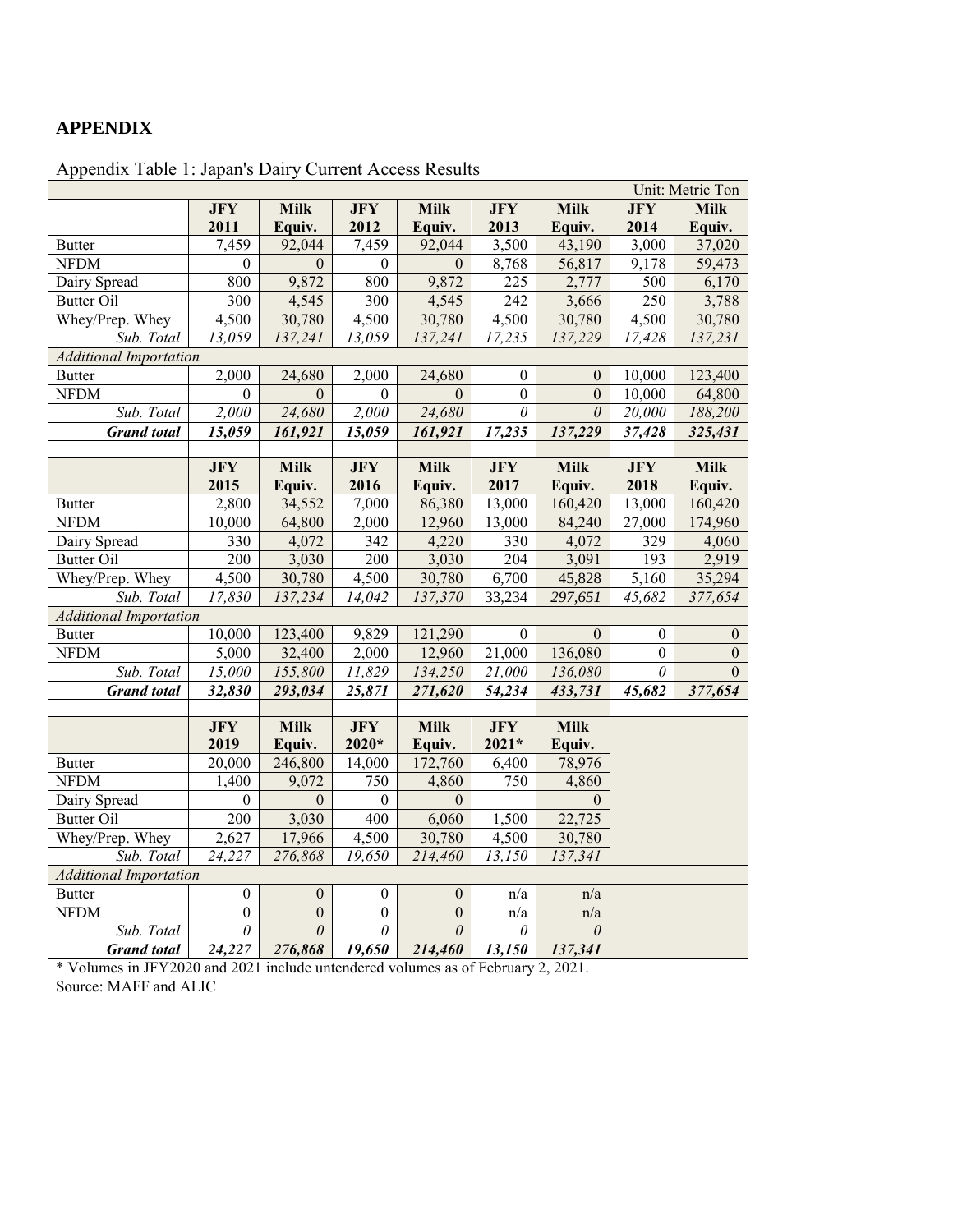## APPENDIX

Appendix Table 1: Japan's Dairy Current Access Results

Unit: Metric Ton

| | JFY 2011 | Milk Equiv. | JFY 2012 | Milk Equiv. | JFY 2013 | Milk Equiv. | JFY 2014 | Milk Equiv. |
|---|---|---|---|---|---|---|---|---|
| Butter | 7,459 | 92,044 | 7,459 | 92,044 | 3,500 | 43,190 | 3,000 | 37,020 |
| NFDM | 0 | 0 | 0 | 0 | 8,768 | 56,817 | 9,178 | 59,473 |
| Dairy Spread | 800 | 9,872 | 800 | 9,872 | 225 | 2,777 | 500 | 6,170 |
| Butter Oil | 300 | 4,545 | 300 | 4,545 | 242 | 3,666 | 250 | 3,788 |
| Whey/Prep. Whey | 4,500 | 30,780 | 4,500 | 30,780 | 4,500 | 30,780 | 4,500 | 30,780 |
| *Sub. Total* | *13,059* | *137,241* | *13,059* | *137,241* | *17,235* | *137,229* | *17,428* | *137,231* |
| *Additional Importation* | | | | | | | | |
| Butter | 2,000 | 24,680 | 2,000 | 24,680 | 0 | 0 | 10,000 | 123,400 |
| NFDM | 0 | 0 | 0 | 0 | 0 | 0 | 10,000 | 64,800 |
| *Sub. Total* | *2,000* | *24,680* | *2,000* | *24,680* | *0* | *0* | *20,000* | *188,200* |
| ***Grand total*** | ***15,059*** | ***161,921*** | ***15,059*** | ***161,921*** | ***17,235*** | ***137,229*** | ***37,428*** | ***325,431*** |
| | **JFY 2015** | **Milk Equiv.** | **JFY 2016** | **Milk Equiv.** | **JFY 2017** | **Milk Equiv.** | **JFY 2018** | **Milk Equiv.** |
| Butter | 2,800 | 34,552 | 7,000 | 86,380 | 13,000 | 160,420 | 13,000 | 160,420 |
| NFDM | 10,000 | 64,800 | 2,000 | 12,960 | 13,000 | 84,240 | 27,000 | 174,960 |
| Dairy Spread | 330 | 4,072 | 342 | 4,220 | 330 | 4,072 | 329 | 4,060 |
| Butter Oil | 200 | 3,030 | 200 | 3,030 | 204 | 3,091 | 193 | 2,919 |
| Whey/Prep. Whey | 4,500 | 30,780 | 4,500 | 30,780 | 6,700 | 45,828 | 5,160 | 35,294 |
| *Sub. Total* | *17,830* | *137,234* | *14,042* | *137,370* | 33,234 | *297,651* | *45,682* | *377,654* |
| *Additional Importation* | | | | | | | | |
| Butter | 10,000 | 123,400 | 9,829 | 121,290 | 0 | 0 | 0 | 0 |
| NFDM | 5,000 | 32,400 | 2,000 | 12,960 | 21,000 | 136,080 | 0 | 0 |
| *Sub. Total* | *15,000* | *155,800* | *11,829* | *134,250* | *21,000* | *136,080* | *0* | 0 |
| ***Grand total*** | ***32,830*** | ***293,034*** | ***25,871*** | ***271,620*** | ***54,234*** | ***433,731*** | ***45,682*** | ***377,654*** |
| | **JFY 2019** | **Milk Equiv.** | **JFY 2020*** | **Milk Equiv.** | **JFY 2021*** | **Milk Equiv.** | | |
| Butter | 20,000 | 246,800 | 14,000 | 172,760 | 6,400 | 78,976 | | |
| NFDM | 1,400 | 9,072 | 750 | 4,860 | 750 | 4,860 | | |
| Dairy Spread | 0 | 0 | 0 | 0 | | 0 | | |
| Butter Oil | 200 | 3,030 | 400 | 6,060 | 1,500 | 22,725 | | |
| Whey/Prep. Whey | 2,627 | 17,966 | 4,500 | 30,780 | 4,500 | 30,780 | | |
| *Sub. Total* | *24,227* | *276,868* | *19,650* | *214,460* | *13,150* | *137,341* | | |
| *Additional Importation* | | | | | | | | |
| Butter | 0 | 0 | 0 | 0 | n/a | n/a | | |
| NFDM | 0 | 0 | 0 | 0 | n/a | n/a | | |
| *Sub. Total* | *0* | *0* | *0* | *0* | *0* | *0* | | |
| ***Grand total*** | ***24,227*** | ***276,868*** | ***19,650*** | ***214,460*** | ***13,150*** | ***137,341*** | | |

* Volumes in JFY2020 and 2021 include untendered volumes as of February 2, 2021.

Source: MAFF and ALIC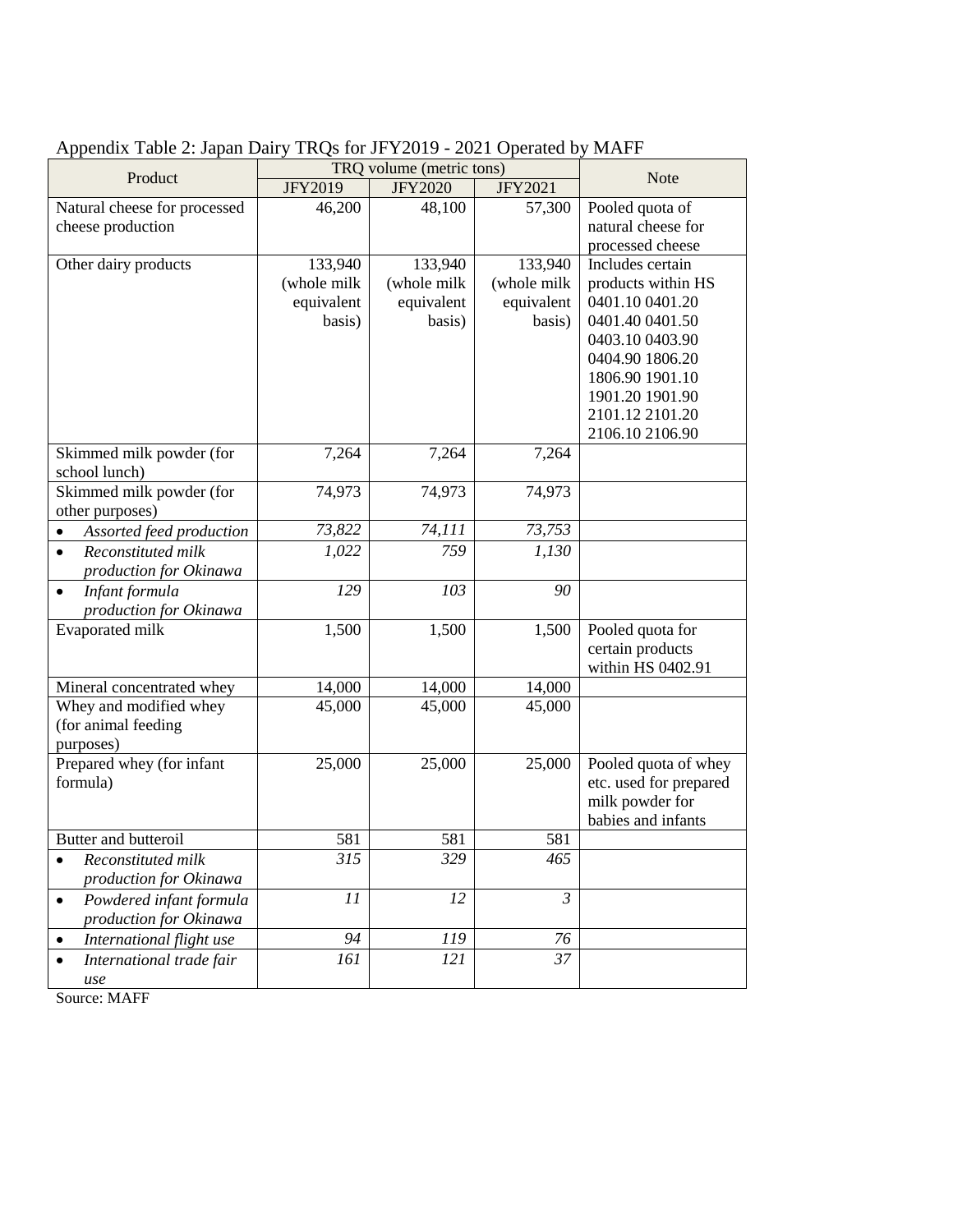Appendix Table 2: Japan Dairy TRQs for JFY2019 - 2021 Operated by MAFF

| Product | TRQ volume (metric tons) | | | Note |
|---|---|---|---|---|
| | JFY2019 | JFY2020 | JFY2021 | |
| Natural cheese for processed cheese production | 46,200 | 48,100 | 57,300 | Pooled quota of natural cheese for processed cheese |
| Other dairy products | 133,940 (whole milk equivalent basis) | 133,940 (whole milk equivalent basis) | 133,940 (whole milk equivalent basis) | Includes certain products within HS 0401.10 0401.20 0401.40 0401.50 0403.10 0403.90 0404.90 1806.20 1806.90 1901.10 1901.20 1901.90 2101.12 2101.20 2106.10 2106.90 |
| Skimmed milk powder (for school lunch) | 7,264 | 7,264 | 7,264 | |
| Skimmed milk powder (for other purposes) | 74,973 | 74,973 | 74,973 | |
| • *Assorted feed production* | *73,822* | *74,111* | *73,753* | |
| • *Reconstituted milk production for Okinawa* | *1,022* | *759* | *1,130* | |
| • *Infant formula production for Okinawa* | *129* | *103* | *90* | |
| Evaporated milk | 1,500 | 1,500 | 1,500 | Pooled quota for certain products within HS 0402.91 |
| Mineral concentrated whey | 14,000 | 14,000 | 14,000 | |
| Whey and modified whey (for animal feeding purposes) | 45,000 | 45,000 | 45,000 | |
| Prepared whey (for infant formula) | 25,000 | 25,000 | 25,000 | Pooled quota of whey etc. used for prepared milk powder for babies and infants |
| Butter and butteroil | 581 | 581 | 581 | |
| • *Reconstituted milk production for Okinawa* | *315* | *329* | *465* | |
| • *Powdered infant formula production for Okinawa* | *11* | *12* | *3* | |
| • *International flight use* | *94* | *119* | *76* | |
| • *International trade fair use* | *161* | *121* | *37* | |

Source: MAFF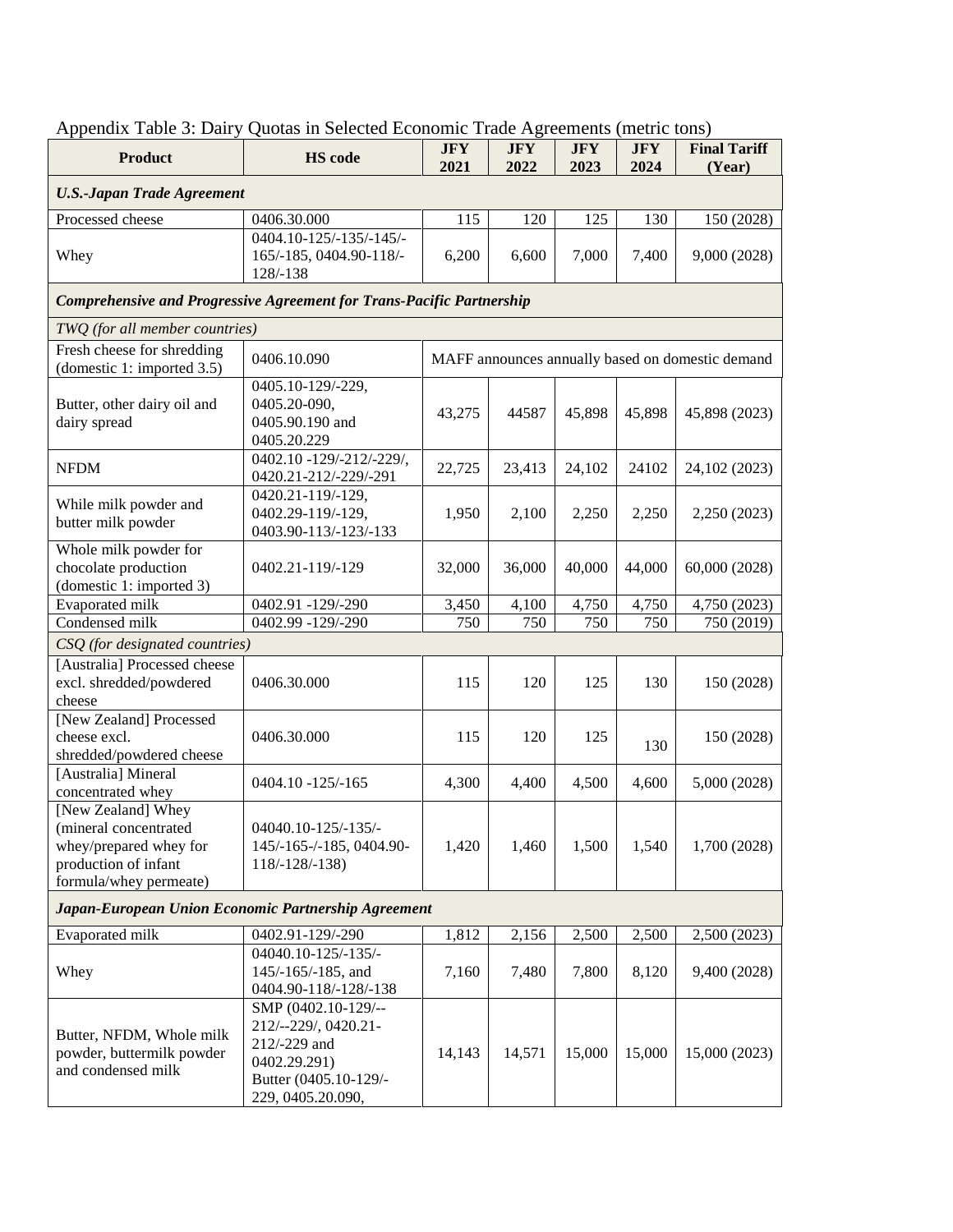Appendix Table 3: Dairy Quotas in Selected Economic Trade Agreements (metric tons)

| Product | HS code | JFY 2021 | JFY 2022 | JFY 2023 | JFY 2024 | Final Tariff (Year) |
|---|---|---|---|---|---|---|
| ***U.S.-Japan Trade Agreement*** | | | | | | |
| Processed cheese | 0406.30.000 | 115 | 120 | 125 | 130 | 150 (2028) |
| Whey | 0404.10-125/-135/-145/-165/-185, 0404.90-118/-128/-138 | 6,200 | 6,600 | 7,000 | 7,400 | 9,000 (2028) |
| ***Comprehensive and Progressive Agreement for Trans-Pacific Partnership*** | | | | | | |
| *TWQ (for all member countries)* | | | | | | |
| Fresh cheese for shredding (domestic 1: imported 3.5) | 0406.10.090 | MAFF announces annually based on domestic demand | | | | |
| Butter, other dairy oil and dairy spread | 0405.10-129/-229, 0405.20-090, 0405.90.190 and 0405.20.229 | 43,275 | 44587 | 45,898 | 45,898 | 45,898 (2023) |
| NFDM | 0402.10 -129/-212/-229/, 0420.21-212/-229/-291 | 22,725 | 23,413 | 24,102 | 24102 | 24,102 (2023) |
| While milk powder and butter milk powder | 0420.21-119/-129, 0402.29-119/-129, 0403.90-113/-123/-133 | 1,950 | 2,100 | 2,250 | 2,250 | 2,250 (2023) |
| Whole milk powder for chocolate production (domestic 1: imported 3) | 0402.21-119/-129 | 32,000 | 36,000 | 40,000 | 44,000 | 60,000 (2028) |
| Evaporated milk | 0402.91 -129/-290 | 3,450 | 4,100 | 4,750 | 4,750 | 4,750 (2023) |
| Condensed milk | 0402.99 -129/-290 | 750 | 750 | 750 | 750 | 750 (2019) |
| *CSQ (for designated countries)* | | | | | | |
| [Australia] Processed cheese excl. shredded/powdered cheese | 0406.30.000 | 115 | 120 | 125 | 130 | 150 (2028) |
| [New Zealand] Processed cheese excl. shredded/powdered cheese | 0406.30.000 | 115 | 120 | 125 | 130 | 150 (2028) |
| [Australia] Mineral concentrated whey | 0404.10 -125/-165 | 4,300 | 4,400 | 4,500 | 4,600 | 5,000 (2028) |
| [New Zealand] Whey (mineral concentrated whey/prepared whey for production of infant formula/whey permeate) | 04040.10-125/-135/-145/-165-/-185, 0404.90-118/-128/-138) | 1,420 | 1,460 | 1,500 | 1,540 | 1,700 (2028) |
| ***Japan-European Union Economic Partnership Agreement*** | | | | | | |
| Evaporated milk | 0402.91-129/-290 | 1,812 | 2,156 | 2,500 | 2,500 | 2,500 (2023) |
| Whey | 04040.10-125/-135/-145/-165/-185, and 0404.90-118/-128/-138 | 7,160 | 7,480 | 7,800 | 8,120 | 9,400 (2028) |
| Butter, NFDM, Whole milk powder, buttermilk powder and condensed milk | SMP (0402.10-129/--212/--229/, 0420.21-212/-229 and 0402.29.291) Butter (0405.10-129/-229, 0405.20.090, | 14,143 | 14,571 | 15,000 | 15,000 | 15,000 (2023) |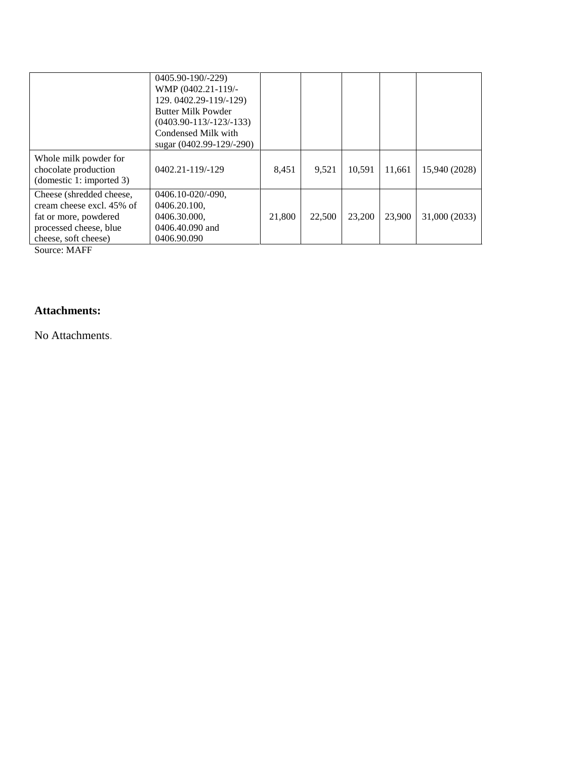| | | | | | | |
|---|---|---|---|---|---|---|
| | 0405.90-190/-229) WMP (0402.21-119/-129. 0402.29-119/-129) Butter Milk Powder (0403.90-113/-123/-133) Condensed Milk with sugar (0402.99-129/-290) | | | | | |
| Whole milk powder for chocolate production (domestic 1: imported 3) | 0402.21-119/-129 | 8,451 | 9,521 | 10,591 | 11,661 | 15,940 (2028) |
| Cheese (shredded cheese, cream cheese excl. 45% of fat or more, powdered processed cheese, blue cheese, soft cheese) | 0406.10-020/-090, 0406.20.100, 0406.30.000, 0406.40.090 and 0406.90.090 | 21,800 | 22,500 | 23,200 | 23,900 | 31,000 (2033) |

Source: MAFF

## Attachments:

No Attachments.